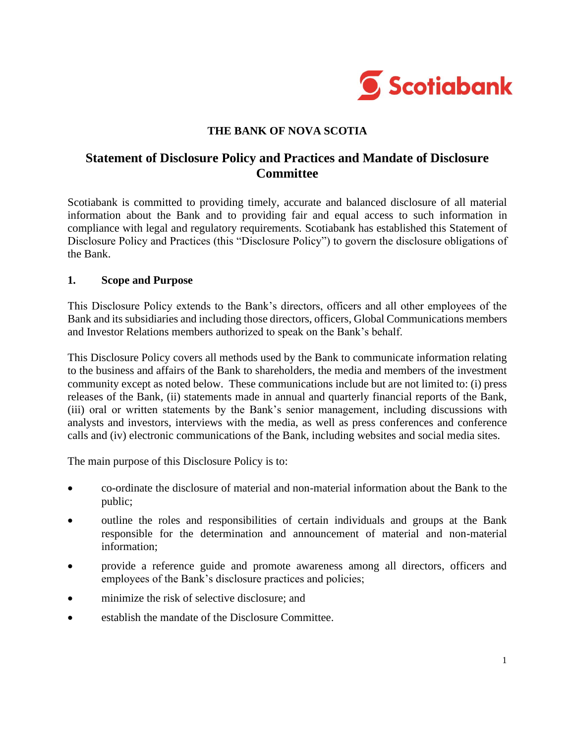# THE BANK OF NOVA SCOTIA

## Statement of Disclosure Policy and Practices and Mandate of Disclosure Committee

Scotiabank is committed to providing timely, accurate and balanced disclosure of all material information about the Bank and to providing fair and equal access to such information in compliance with legal and regulatory requirements. Scotiabank has established this Statement of Disclosure Policy and Practices (this "Disclosure Policy") to govern the disclosure obligations of the Bank.

### 1. Scope and Purpose

This Disclosure Policy extends to the Bank's directors, officers and all other employees of the Bank and its subsidiaries and including those directors, officers, Global Communications members and Investor Relations members authorized to speak on the Bank's behalf.

This Disclosure Policy covers all methods used by the Bank to communicate information relating to the business and affairs of the Bank to shareholders, the media and members of the investment community except as noted below. These communications include but are not limited to: (i) press releases of the Bank, (ii) statements made in annual and quarterly financial reports of the Bank, (iii) oral or written statements by the Bank's senior management, including discussions with analysts and investors, interviews with the media, as well as press conferences and conference calls and (iv) electronic communications of the Bank, including websites and social media sites.

The main purpose of this Disclosure Policy is to:

- co-ordinate the disclosure of material and non-material information about the Bank to the public;
- outline the roles and responsibilities of certain individuals and groups at the Bank responsible for the determination and announcement of material and non-material information;
- provide a reference guide and promote awareness among all directors, officers and employees of the Bank's disclosure practices and policies;
- minimize the risk of selective disclosure; and
- establish the mandate of the Disclosure Committee.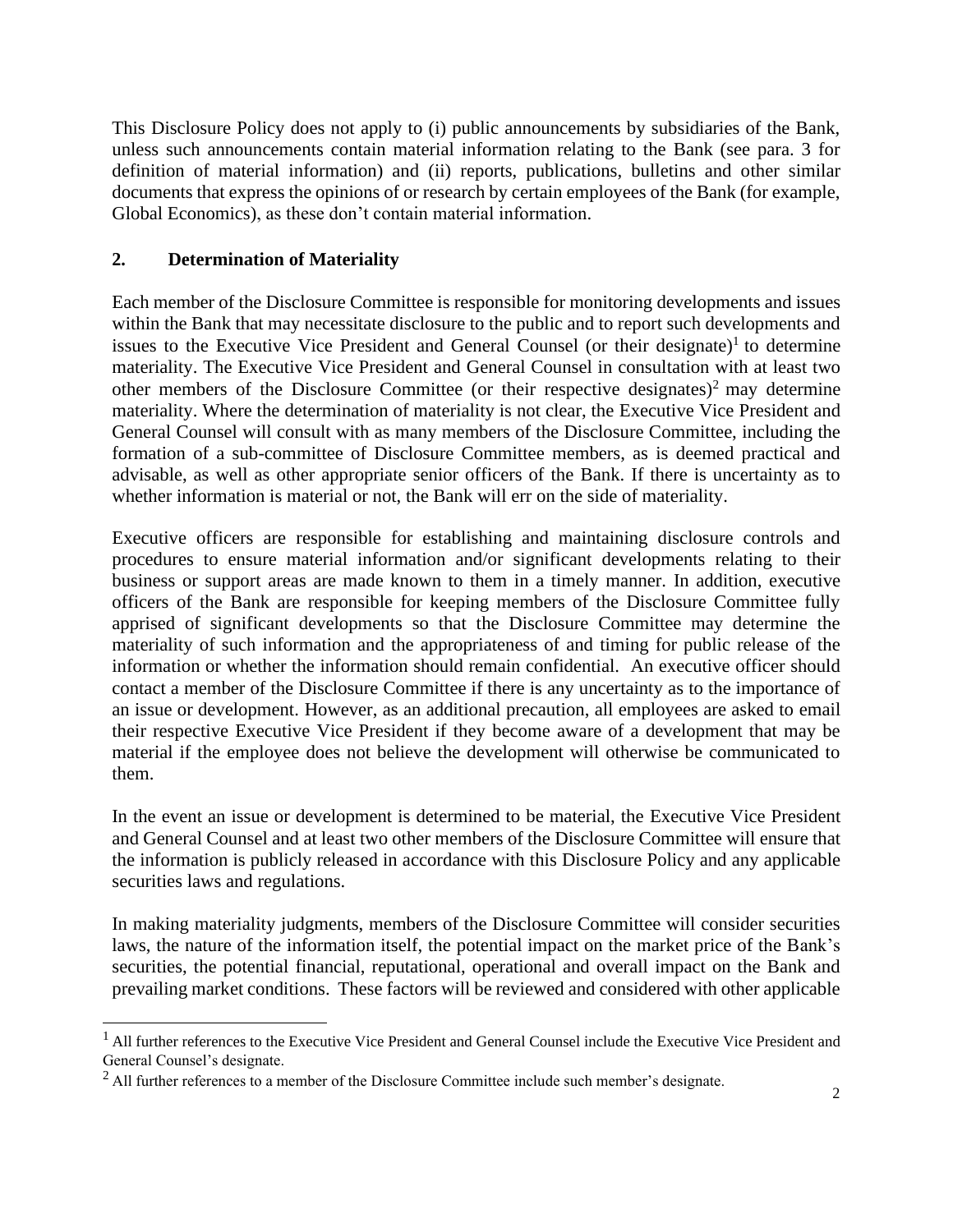This Disclosure Policy does not apply to (i) public announcements by subsidiaries of the Bank, unless such announcements contain material information relating to the Bank (see para. 3 for definition of material information) and (ii) reports, publications, bulletins and other similar documents that express the opinions of or research by certain employees of the Bank (for example, Global Economics), as these don't contain material information.

## 2. Determination of Materiality

Each member of the Disclosure Committee is responsible for monitoring developments and issues within the Bank that may necessitate disclosure to the public and to report such developments and issues to the Executive Vice President and General Counsel (or their designate)[1] to determine materiality. The Executive Vice President and General Counsel in consultation with at least two other members of the Disclosure Committee (or their respective designates)[2] may determine materiality. Where the determination of materiality is not clear, the Executive Vice President and General Counsel will consult with as many members of the Disclosure Committee, including the formation of a sub-committee of Disclosure Committee members, as is deemed practical and advisable, as well as other appropriate senior officers of the Bank. If there is uncertainty as to whether information is material or not, the Bank will err on the side of materiality.

Executive officers are responsible for establishing and maintaining disclosure controls and procedures to ensure material information and/or significant developments relating to their business or support areas are made known to them in a timely manner. In addition, executive officers of the Bank are responsible for keeping members of the Disclosure Committee fully apprised of significant developments so that the Disclosure Committee may determine the materiality of such information and the appropriateness of and timing for public release of the information or whether the information should remain confidential. An executive officer should contact a member of the Disclosure Committee if there is any uncertainty as to the importance of an issue or development. However, as an additional precaution, all employees are asked to email their respective Executive Vice President if they become aware of a development that may be material if the employee does not believe the development will otherwise be communicated to them.

In the event an issue or development is determined to be material, the Executive Vice President and General Counsel and at least two other members of the Disclosure Committee will ensure that the information is publicly released in accordance with this Disclosure Policy and any applicable securities laws and regulations.

In making materiality judgments, members of the Disclosure Committee will consider securities laws, the nature of the information itself, the potential impact on the market price of the Bank's securities, the potential financial, reputational, operational and overall impact on the Bank and prevailing market conditions. These factors will be reviewed and considered with other applicable

[1] All further references to the Executive Vice President and General Counsel include the Executive Vice President and General Counsel's designate.

[2] All further references to a member of the Disclosure Committee include such member's designate.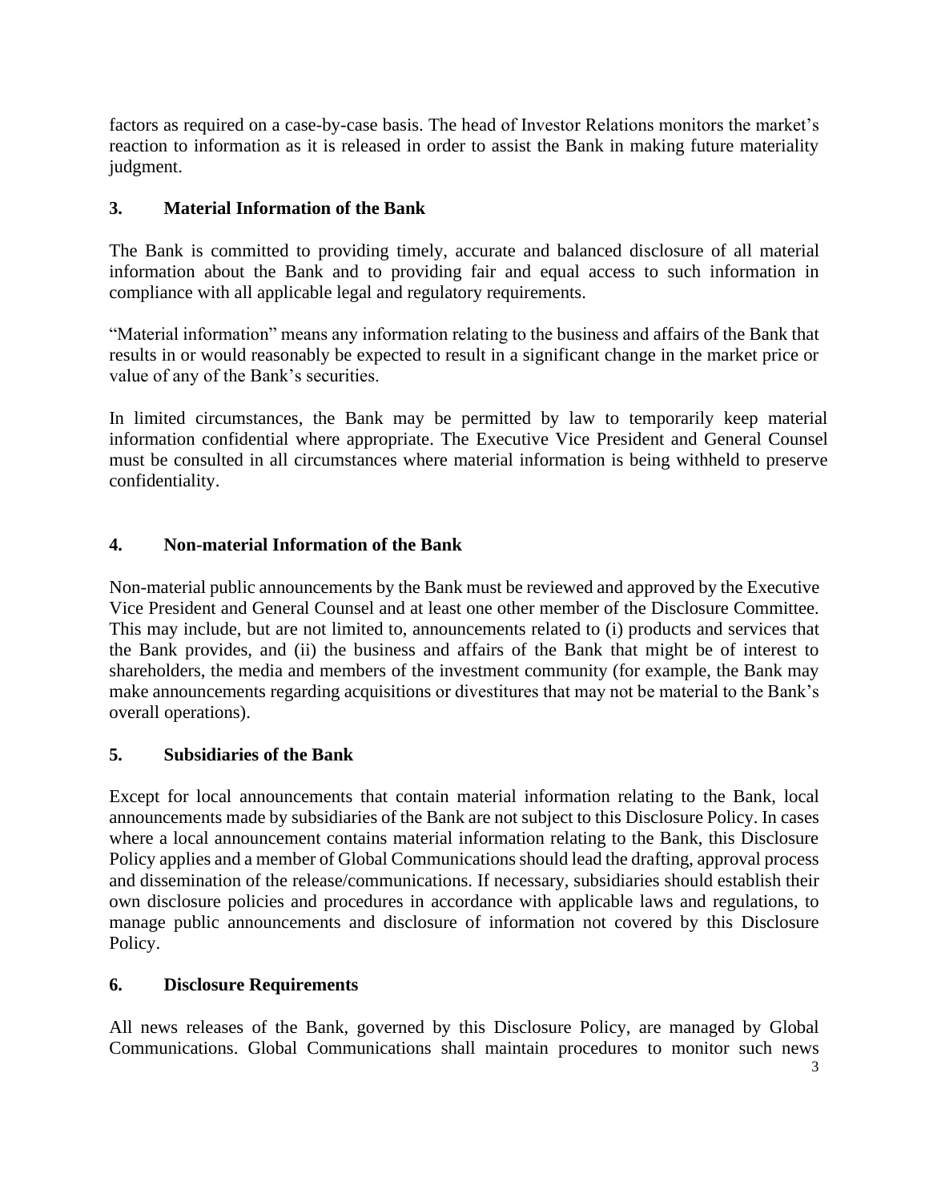factors as required on a case-by-case basis. The head of Investor Relations monitors the market's reaction to information as it is released in order to assist the Bank in making future materiality judgment.

## 3. Material Information of the Bank

The Bank is committed to providing timely, accurate and balanced disclosure of all material information about the Bank and to providing fair and equal access to such information in compliance with all applicable legal and regulatory requirements.

"Material information" means any information relating to the business and affairs of the Bank that results in or would reasonably be expected to result in a significant change in the market price or value of any of the Bank's securities.

In limited circumstances, the Bank may be permitted by law to temporarily keep material information confidential where appropriate. The Executive Vice President and General Counsel must be consulted in all circumstances where material information is being withheld to preserve confidentiality.

## 4. Non-material Information of the Bank

Non-material public announcements by the Bank must be reviewed and approved by the Executive Vice President and General Counsel and at least one other member of the Disclosure Committee. This may include, but are not limited to, announcements related to (i) products and services that the Bank provides, and (ii) the business and affairs of the Bank that might be of interest to shareholders, the media and members of the investment community (for example, the Bank may make announcements regarding acquisitions or divestitures that may not be material to the Bank's overall operations).

## 5. Subsidiaries of the Bank

Except for local announcements that contain material information relating to the Bank, local announcements made by subsidiaries of the Bank are not subject to this Disclosure Policy. In cases where a local announcement contains material information relating to the Bank, this Disclosure Policy applies and a member of Global Communications should lead the drafting, approval process and dissemination of the release/communications. If necessary, subsidiaries should establish their own disclosure policies and procedures in accordance with applicable laws and regulations, to manage public announcements and disclosure of information not covered by this Disclosure Policy.

## 6. Disclosure Requirements

All news releases of the Bank, governed by this Disclosure Policy, are managed by Global Communications. Global Communications shall maintain procedures to monitor such news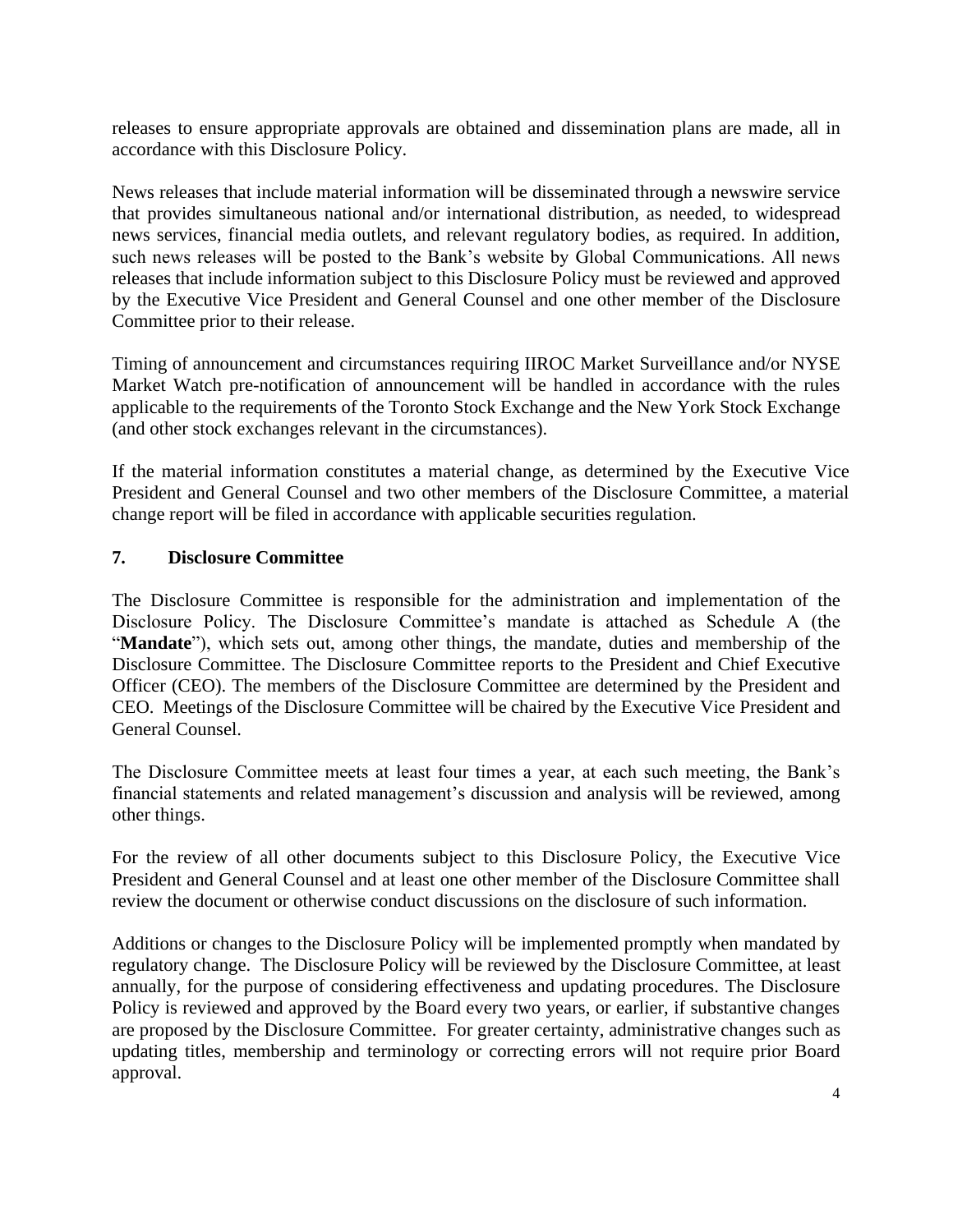releases to ensure appropriate approvals are obtained and dissemination plans are made, all in accordance with this Disclosure Policy.

News releases that include material information will be disseminated through a newswire service that provides simultaneous national and/or international distribution, as needed, to widespread news services, financial media outlets, and relevant regulatory bodies, as required. In addition, such news releases will be posted to the Bank's website by Global Communications. All news releases that include information subject to this Disclosure Policy must be reviewed and approved by the Executive Vice President and General Counsel and one other member of the Disclosure Committee prior to their release.

Timing of announcement and circumstances requiring IIROC Market Surveillance and/or NYSE Market Watch pre-notification of announcement will be handled in accordance with the rules applicable to the requirements of the Toronto Stock Exchange and the New York Stock Exchange (and other stock exchanges relevant in the circumstances).

If the material information constitutes a material change, as determined by the Executive Vice President and General Counsel and two other members of the Disclosure Committee, a material change report will be filed in accordance with applicable securities regulation.

## 7. Disclosure Committee

The Disclosure Committee is responsible for the administration and implementation of the Disclosure Policy. The Disclosure Committee's mandate is attached as Schedule A (the "**Mandate**"), which sets out, among other things, the mandate, duties and membership of the Disclosure Committee. The Disclosure Committee reports to the President and Chief Executive Officer (CEO). The members of the Disclosure Committee are determined by the President and CEO. Meetings of the Disclosure Committee will be chaired by the Executive Vice President and General Counsel.

The Disclosure Committee meets at least four times a year, at each such meeting, the Bank's financial statements and related management's discussion and analysis will be reviewed, among other things.

For the review of all other documents subject to this Disclosure Policy, the Executive Vice President and General Counsel and at least one other member of the Disclosure Committee shall review the document or otherwise conduct discussions on the disclosure of such information.

Additions or changes to the Disclosure Policy will be implemented promptly when mandated by regulatory change. The Disclosure Policy will be reviewed by the Disclosure Committee, at least annually, for the purpose of considering effectiveness and updating procedures. The Disclosure Policy is reviewed and approved by the Board every two years, or earlier, if substantive changes are proposed by the Disclosure Committee. For greater certainty, administrative changes such as updating titles, membership and terminology or correcting errors will not require prior Board approval.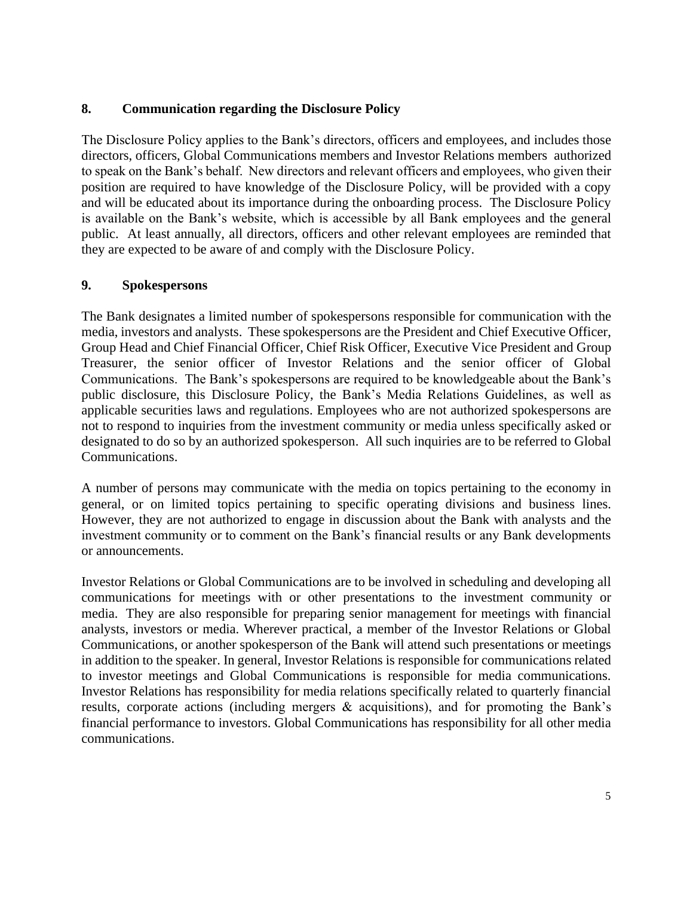## 8. Communication regarding the Disclosure Policy

The Disclosure Policy applies to the Bank's directors, officers and employees, and includes those directors, officers, Global Communications members and Investor Relations members authorized to speak on the Bank's behalf. New directors and relevant officers and employees, who given their position are required to have knowledge of the Disclosure Policy, will be provided with a copy and will be educated about its importance during the onboarding process. The Disclosure Policy is available on the Bank's website, which is accessible by all Bank employees and the general public. At least annually, all directors, officers and other relevant employees are reminded that they are expected to be aware of and comply with the Disclosure Policy.

## 9. Spokespersons

The Bank designates a limited number of spokespersons responsible for communication with the media, investors and analysts. These spokespersons are the President and Chief Executive Officer, Group Head and Chief Financial Officer, Chief Risk Officer, Executive Vice President and Group Treasurer, the senior officer of Investor Relations and the senior officer of Global Communications. The Bank's spokespersons are required to be knowledgeable about the Bank's public disclosure, this Disclosure Policy, the Bank's Media Relations Guidelines, as well as applicable securities laws and regulations. Employees who are not authorized spokespersons are not to respond to inquiries from the investment community or media unless specifically asked or designated to do so by an authorized spokesperson. All such inquiries are to be referred to Global Communications.

A number of persons may communicate with the media on topics pertaining to the economy in general, or on limited topics pertaining to specific operating divisions and business lines. However, they are not authorized to engage in discussion about the Bank with analysts and the investment community or to comment on the Bank's financial results or any Bank developments or announcements.

Investor Relations or Global Communications are to be involved in scheduling and developing all communications for meetings with or other presentations to the investment community or media. They are also responsible for preparing senior management for meetings with financial analysts, investors or media. Wherever practical, a member of the Investor Relations or Global Communications, or another spokesperson of the Bank will attend such presentations or meetings in addition to the speaker. In general, Investor Relations is responsible for communications related to investor meetings and Global Communications is responsible for media communications. Investor Relations has responsibility for media relations specifically related to quarterly financial results, corporate actions (including mergers & acquisitions), and for promoting the Bank's financial performance to investors. Global Communications has responsibility for all other media communications.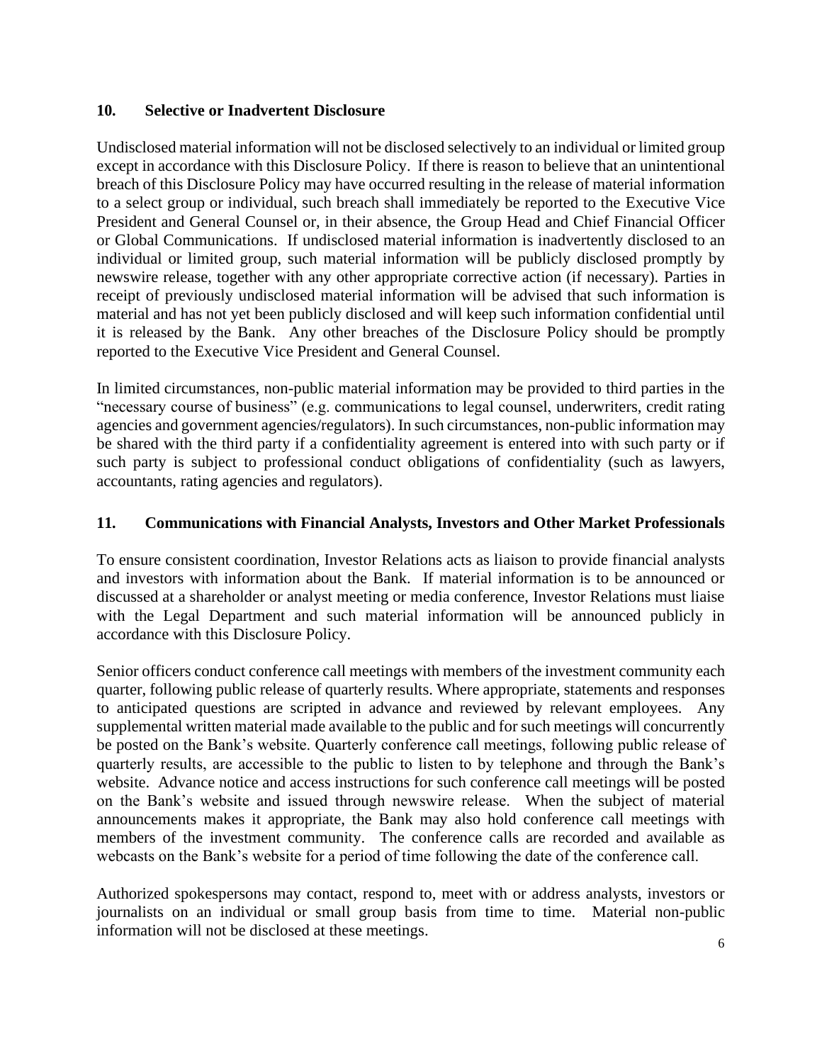## 10. Selective or Inadvertent Disclosure

Undisclosed material information will not be disclosed selectively to an individual or limited group except in accordance with this Disclosure Policy. If there is reason to believe that an unintentional breach of this Disclosure Policy may have occurred resulting in the release of material information to a select group or individual, such breach shall immediately be reported to the Executive Vice President and General Counsel or, in their absence, the Group Head and Chief Financial Officer or Global Communications. If undisclosed material information is inadvertently disclosed to an individual or limited group, such material information will be publicly disclosed promptly by newswire release, together with any other appropriate corrective action (if necessary). Parties in receipt of previously undisclosed material information will be advised that such information is material and has not yet been publicly disclosed and will keep such information confidential until it is released by the Bank. Any other breaches of the Disclosure Policy should be promptly reported to the Executive Vice President and General Counsel.

In limited circumstances, non-public material information may be provided to third parties in the "necessary course of business" (e.g. communications to legal counsel, underwriters, credit rating agencies and government agencies/regulators). In such circumstances, non-public information may be shared with the third party if a confidentiality agreement is entered into with such party or if such party is subject to professional conduct obligations of confidentiality (such as lawyers, accountants, rating agencies and regulators).

## 11. Communications with Financial Analysts, Investors and Other Market Professionals

To ensure consistent coordination, Investor Relations acts as liaison to provide financial analysts and investors with information about the Bank. If material information is to be announced or discussed at a shareholder or analyst meeting or media conference, Investor Relations must liaise with the Legal Department and such material information will be announced publicly in accordance with this Disclosure Policy.

Senior officers conduct conference call meetings with members of the investment community each quarter, following public release of quarterly results. Where appropriate, statements and responses to anticipated questions are scripted in advance and reviewed by relevant employees. Any supplemental written material made available to the public and for such meetings will concurrently be posted on the Bank's website. Quarterly conference call meetings, following public release of quarterly results, are accessible to the public to listen to by telephone and through the Bank's website. Advance notice and access instructions for such conference call meetings will be posted on the Bank's website and issued through newswire release. When the subject of material announcements makes it appropriate, the Bank may also hold conference call meetings with members of the investment community. The conference calls are recorded and available as webcasts on the Bank's website for a period of time following the date of the conference call.

Authorized spokespersons may contact, respond to, meet with or address analysts, investors or journalists on an individual or small group basis from time to time. Material non-public information will not be disclosed at these meetings.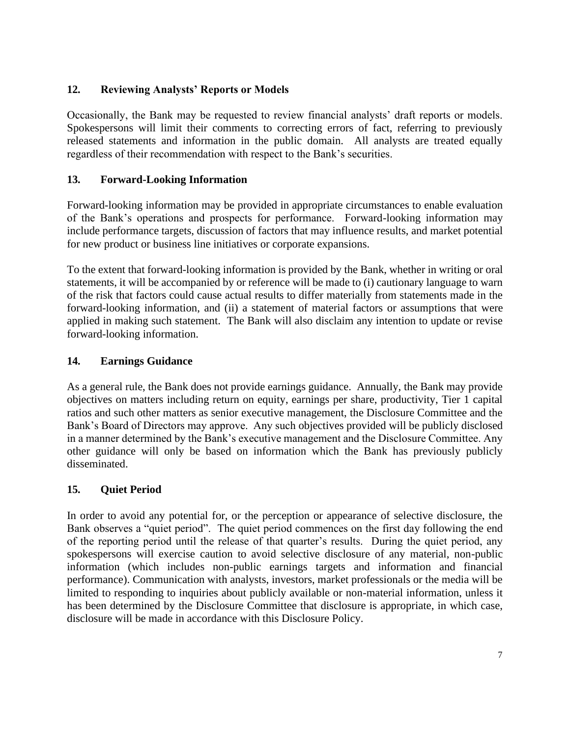## 12. Reviewing Analysts' Reports or Models

Occasionally, the Bank may be requested to review financial analysts' draft reports or models. Spokespersons will limit their comments to correcting errors of fact, referring to previously released statements and information in the public domain. All analysts are treated equally regardless of their recommendation with respect to the Bank's securities.

## 13. Forward-Looking Information

Forward-looking information may be provided in appropriate circumstances to enable evaluation of the Bank's operations and prospects for performance. Forward-looking information may include performance targets, discussion of factors that may influence results, and market potential for new product or business line initiatives or corporate expansions.

To the extent that forward-looking information is provided by the Bank, whether in writing or oral statements, it will be accompanied by or reference will be made to (i) cautionary language to warn of the risk that factors could cause actual results to differ materially from statements made in the forward-looking information, and (ii) a statement of material factors or assumptions that were applied in making such statement. The Bank will also disclaim any intention to update or revise forward-looking information.

## 14. Earnings Guidance

As a general rule, the Bank does not provide earnings guidance. Annually, the Bank may provide objectives on matters including return on equity, earnings per share, productivity, Tier 1 capital ratios and such other matters as senior executive management, the Disclosure Committee and the Bank's Board of Directors may approve. Any such objectives provided will be publicly disclosed in a manner determined by the Bank's executive management and the Disclosure Committee. Any other guidance will only be based on information which the Bank has previously publicly disseminated.

## 15. Quiet Period

In order to avoid any potential for, or the perception or appearance of selective disclosure, the Bank observes a "quiet period". The quiet period commences on the first day following the end of the reporting period until the release of that quarter's results. During the quiet period, any spokespersons will exercise caution to avoid selective disclosure of any material, non-public information (which includes non-public earnings targets and information and financial performance). Communication with analysts, investors, market professionals or the media will be limited to responding to inquiries about publicly available or non-material information, unless it has been determined by the Disclosure Committee that disclosure is appropriate, in which case, disclosure will be made in accordance with this Disclosure Policy.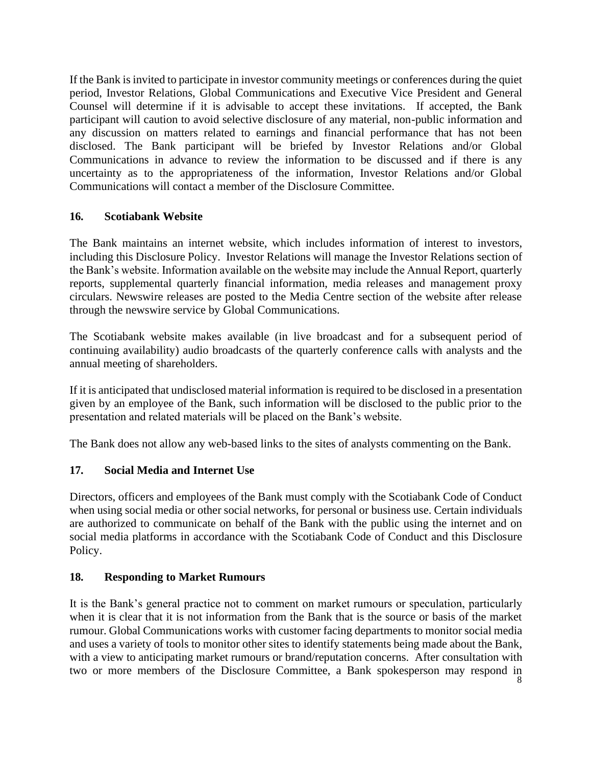If the Bank is invited to participate in investor community meetings or conferences during the quiet period, Investor Relations, Global Communications and Executive Vice President and General Counsel will determine if it is advisable to accept these invitations. If accepted, the Bank participant will caution to avoid selective disclosure of any material, non-public information and any discussion on matters related to earnings and financial performance that has not been disclosed. The Bank participant will be briefed by Investor Relations and/or Global Communications in advance to review the information to be discussed and if there is any uncertainty as to the appropriateness of the information, Investor Relations and/or Global Communications will contact a member of the Disclosure Committee.

## 16. Scotiabank Website

The Bank maintains an internet website, which includes information of interest to investors, including this Disclosure Policy. Investor Relations will manage the Investor Relations section of the Bank's website. Information available on the website may include the Annual Report, quarterly reports, supplemental quarterly financial information, media releases and management proxy circulars. Newswire releases are posted to the Media Centre section of the website after release through the newswire service by Global Communications.

The Scotiabank website makes available (in live broadcast and for a subsequent period of continuing availability) audio broadcasts of the quarterly conference calls with analysts and the annual meeting of shareholders.

If it is anticipated that undisclosed material information is required to be disclosed in a presentation given by an employee of the Bank, such information will be disclosed to the public prior to the presentation and related materials will be placed on the Bank's website.

The Bank does not allow any web-based links to the sites of analysts commenting on the Bank.

## 17. Social Media and Internet Use

Directors, officers and employees of the Bank must comply with the Scotiabank Code of Conduct when using social media or other social networks, for personal or business use. Certain individuals are authorized to communicate on behalf of the Bank with the public using the internet and on social media platforms in accordance with the Scotiabank Code of Conduct and this Disclosure Policy.

## 18. Responding to Market Rumours

It is the Bank's general practice not to comment on market rumours or speculation, particularly when it is clear that it is not information from the Bank that is the source or basis of the market rumour. Global Communications works with customer facing departments to monitor social media and uses a variety of tools to monitor other sites to identify statements being made about the Bank, with a view to anticipating market rumours or brand/reputation concerns. After consultation with two or more members of the Disclosure Committee, a Bank spokesperson may respond in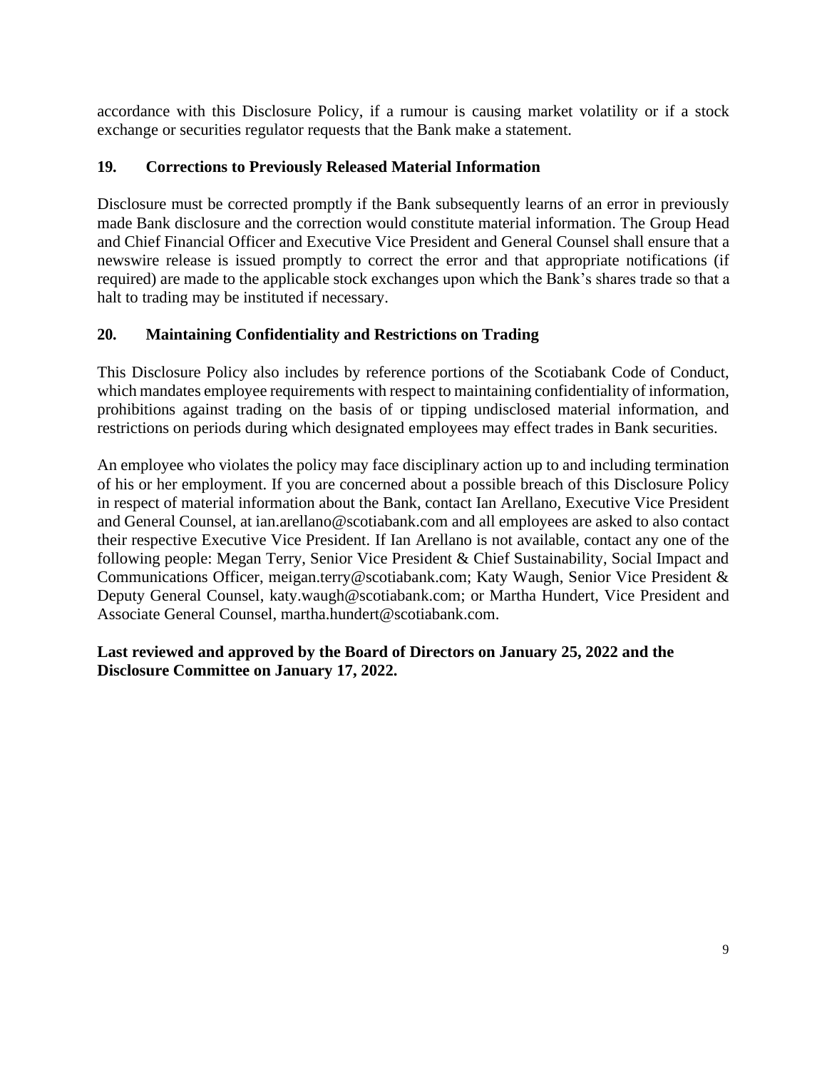accordance with this Disclosure Policy, if a rumour is causing market volatility or if a stock exchange or securities regulator requests that the Bank make a statement.

## 19. Corrections to Previously Released Material Information

Disclosure must be corrected promptly if the Bank subsequently learns of an error in previously made Bank disclosure and the correction would constitute material information. The Group Head and Chief Financial Officer and Executive Vice President and General Counsel shall ensure that a newswire release is issued promptly to correct the error and that appropriate notifications (if required) are made to the applicable stock exchanges upon which the Bank's shares trade so that a halt to trading may be instituted if necessary.

## 20. Maintaining Confidentiality and Restrictions on Trading

This Disclosure Policy also includes by reference portions of the Scotiabank Code of Conduct, which mandates employee requirements with respect to maintaining confidentiality of information, prohibitions against trading on the basis of or tipping undisclosed material information, and restrictions on periods during which designated employees may effect trades in Bank securities.

An employee who violates the policy may face disciplinary action up to and including termination of his or her employment. If you are concerned about a possible breach of this Disclosure Policy in respect of material information about the Bank, contact Ian Arellano, Executive Vice President and General Counsel, at ian.arellano@scotiabank.com and all employees are asked to also contact their respective Executive Vice President. If Ian Arellano is not available, contact any one of the following people: Megan Terry, Senior Vice President & Chief Sustainability, Social Impact and Communications Officer, meigan.terry@scotiabank.com; Katy Waugh, Senior Vice President & Deputy General Counsel, katy.waugh@scotiabank.com; or Martha Hundert, Vice President and Associate General Counsel, martha.hundert@scotiabank.com.

**Last reviewed and approved by the Board of Directors on January 25, 2022 and the Disclosure Committee on January 17, 2022.**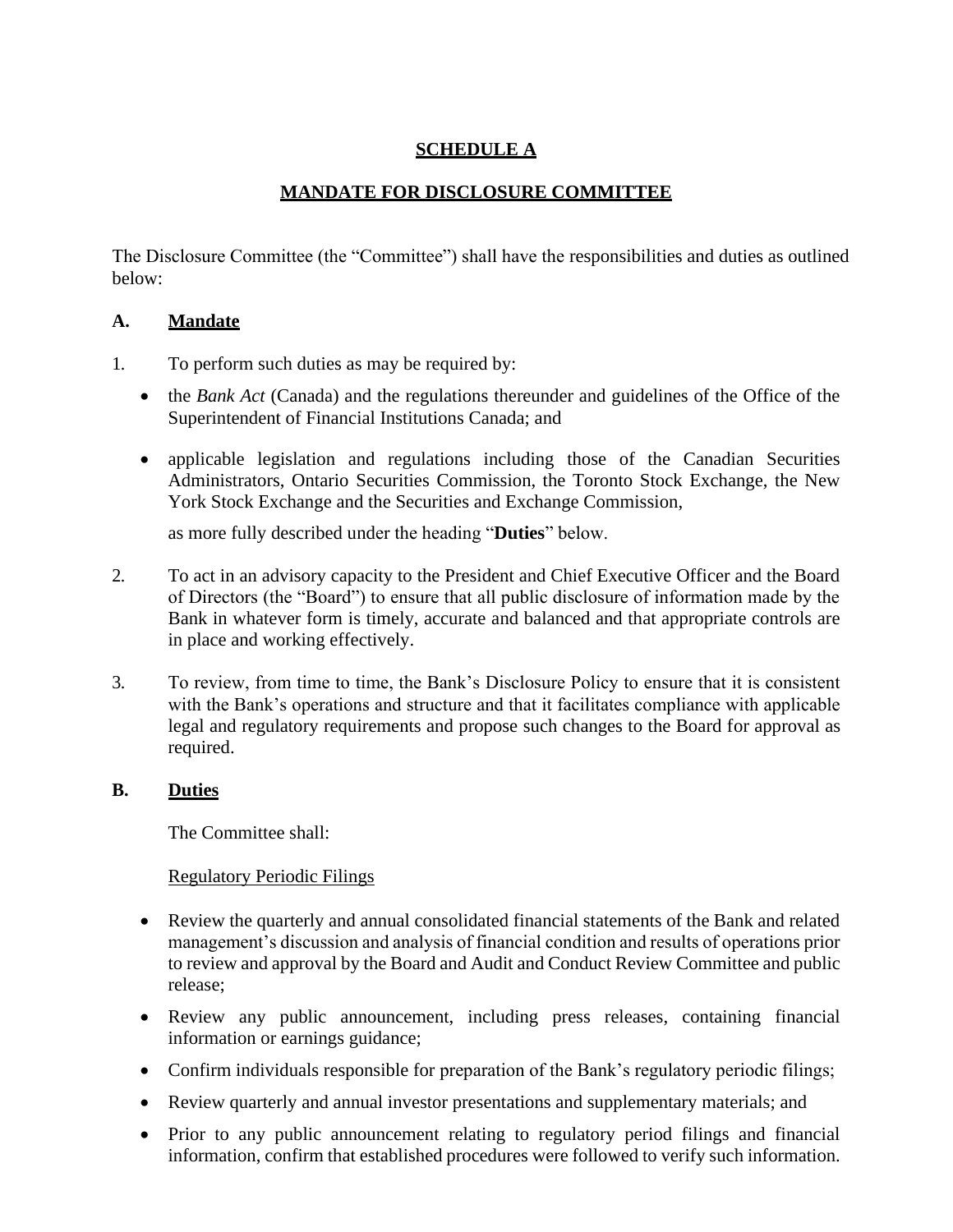# SCHEDULE A

## MANDATE FOR DISCLOSURE COMMITTEE

The Disclosure Committee (the "Committee") shall have the responsibilities and duties as outlined below:

### A. Mandate

1. To perform such duties as may be required by:

   - the *Bank Act* (Canada) and the regulations thereunder and guidelines of the Office of the Superintendent of Financial Institutions Canada; and
   - applicable legislation and regulations including those of the Canadian Securities Administrators, Ontario Securities Commission, the Toronto Stock Exchange, the New York Stock Exchange and the Securities and Exchange Commission,

   as more fully described under the heading "**Duties**" below.

2. To act in an advisory capacity to the President and Chief Executive Officer and the Board of Directors (the "Board") to ensure that all public disclosure of information made by the Bank in whatever form is timely, accurate and balanced and that appropriate controls are in place and working effectively.

3. To review, from time to time, the Bank's Disclosure Policy to ensure that it is consistent with the Bank's operations and structure and that it facilitates compliance with applicable legal and regulatory requirements and propose such changes to the Board for approval as required.

### B. Duties

The Committee shall:

Regulatory Periodic Filings

- Review the quarterly and annual consolidated financial statements of the Bank and related management's discussion and analysis of financial condition and results of operations prior to review and approval by the Board and Audit and Conduct Review Committee and public release;
- Review any public announcement, including press releases, containing financial information or earnings guidance;
- Confirm individuals responsible for preparation of the Bank's regulatory periodic filings;
- Review quarterly and annual investor presentations and supplementary materials; and
- Prior to any public announcement relating to regulatory period filings and financial information, confirm that established procedures were followed to verify such information.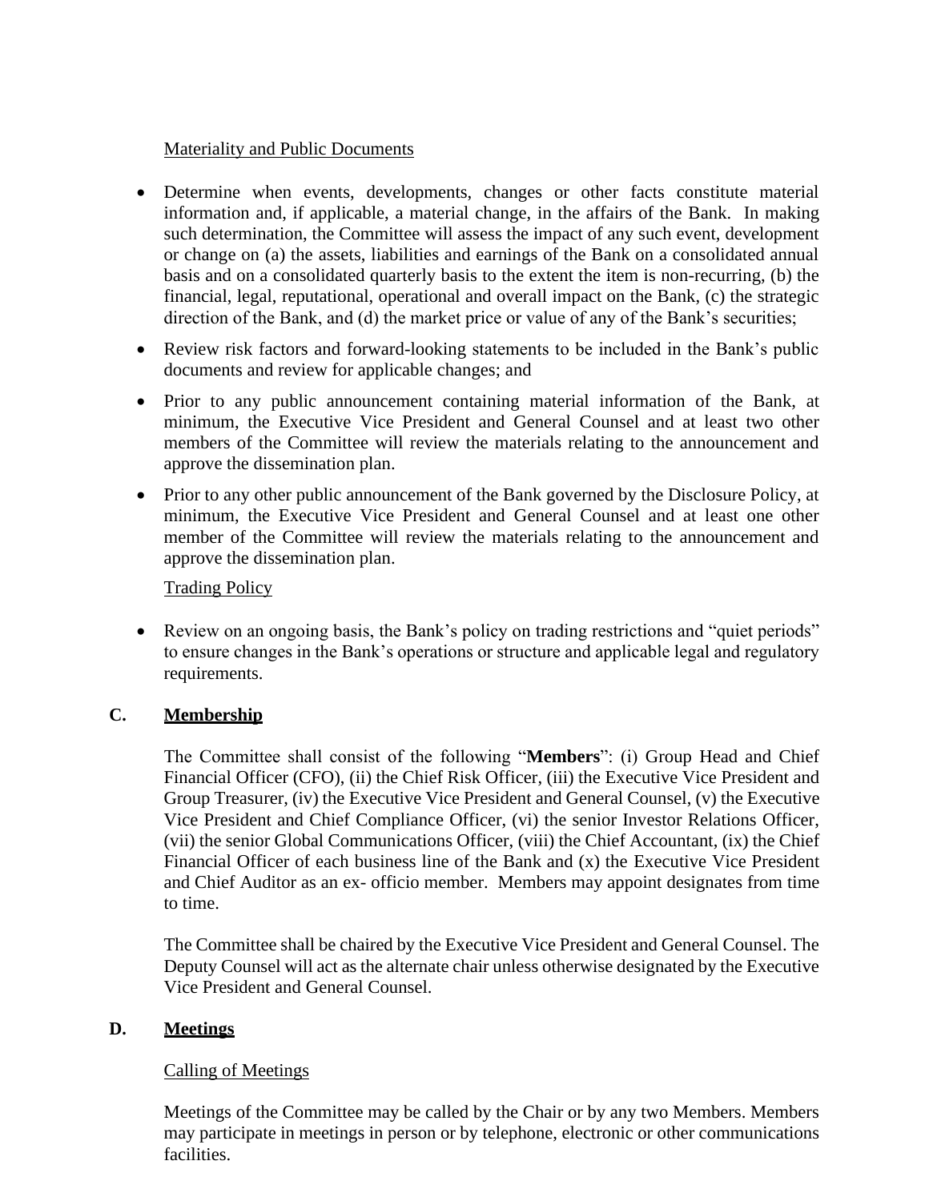Materiality and Public Documents

- Determine when events, developments, changes or other facts constitute material information and, if applicable, a material change, in the affairs of the Bank. In making such determination, the Committee will assess the impact of any such event, development or change on (a) the assets, liabilities and earnings of the Bank on a consolidated annual basis and on a consolidated quarterly basis to the extent the item is non-recurring, (b) the financial, legal, reputational, operational and overall impact on the Bank, (c) the strategic direction of the Bank, and (d) the market price or value of any of the Bank's securities;
- Review risk factors and forward-looking statements to be included in the Bank's public documents and review for applicable changes; and
- Prior to any public announcement containing material information of the Bank, at minimum, the Executive Vice President and General Counsel and at least two other members of the Committee will review the materials relating to the announcement and approve the dissemination plan.
- Prior to any other public announcement of the Bank governed by the Disclosure Policy, at minimum, the Executive Vice President and General Counsel and at least one other member of the Committee will review the materials relating to the announcement and approve the dissemination plan.

Trading Policy

- Review on an ongoing basis, the Bank's policy on trading restrictions and "quiet periods" to ensure changes in the Bank's operations or structure and applicable legal and regulatory requirements.

## C. Membership

The Committee shall consist of the following "**Members**": (i) Group Head and Chief Financial Officer (CFO), (ii) the Chief Risk Officer, (iii) the Executive Vice President and Group Treasurer, (iv) the Executive Vice President and General Counsel, (v) the Executive Vice President and Chief Compliance Officer, (vi) the senior Investor Relations Officer, (vii) the senior Global Communications Officer, (viii) the Chief Accountant, (ix) the Chief Financial Officer of each business line of the Bank and (x) the Executive Vice President and Chief Auditor as an ex- officio member. Members may appoint designates from time to time.

The Committee shall be chaired by the Executive Vice President and General Counsel. The Deputy Counsel will act as the alternate chair unless otherwise designated by the Executive Vice President and General Counsel.

## D. Meetings

Calling of Meetings

Meetings of the Committee may be called by the Chair or by any two Members. Members may participate in meetings in person or by telephone, electronic or other communications facilities.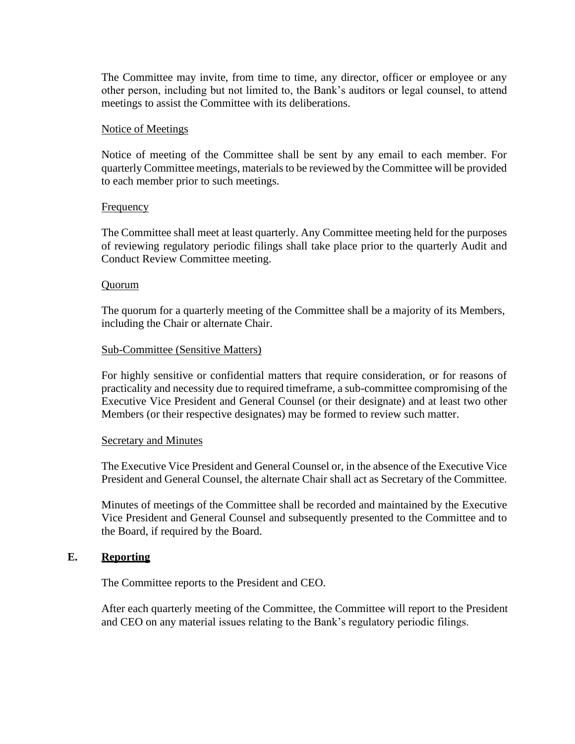The Committee may invite, from time to time, any director, officer or employee or any other person, including but not limited to, the Bank's auditors or legal counsel, to attend meetings to assist the Committee with its deliberations.

Notice of Meetings

Notice of meeting of the Committee shall be sent by any email to each member. For quarterly Committee meetings, materials to be reviewed by the Committee will be provided to each member prior to such meetings.

Frequency

The Committee shall meet at least quarterly. Any Committee meeting held for the purposes of reviewing regulatory periodic filings shall take place prior to the quarterly Audit and Conduct Review Committee meeting.

Quorum

The quorum for a quarterly meeting of the Committee shall be a majority of its Members, including the Chair or alternate Chair.

Sub-Committee (Sensitive Matters)

For highly sensitive or confidential matters that require consideration, or for reasons of practicality and necessity due to required timeframe, a sub-committee compromising of the Executive Vice President and General Counsel (or their designate) and at least two other Members (or their respective designates) may be formed to review such matter.

Secretary and Minutes

The Executive Vice President and General Counsel or, in the absence of the Executive Vice President and General Counsel, the alternate Chair shall act as Secretary of the Committee.

Minutes of meetings of the Committee shall be recorded and maintained by the Executive Vice President and General Counsel and subsequently presented to the Committee and to the Board, if required by the Board.

## E. Reporting

The Committee reports to the President and CEO.

After each quarterly meeting of the Committee, the Committee will report to the President and CEO on any material issues relating to the Bank's regulatory periodic filings.